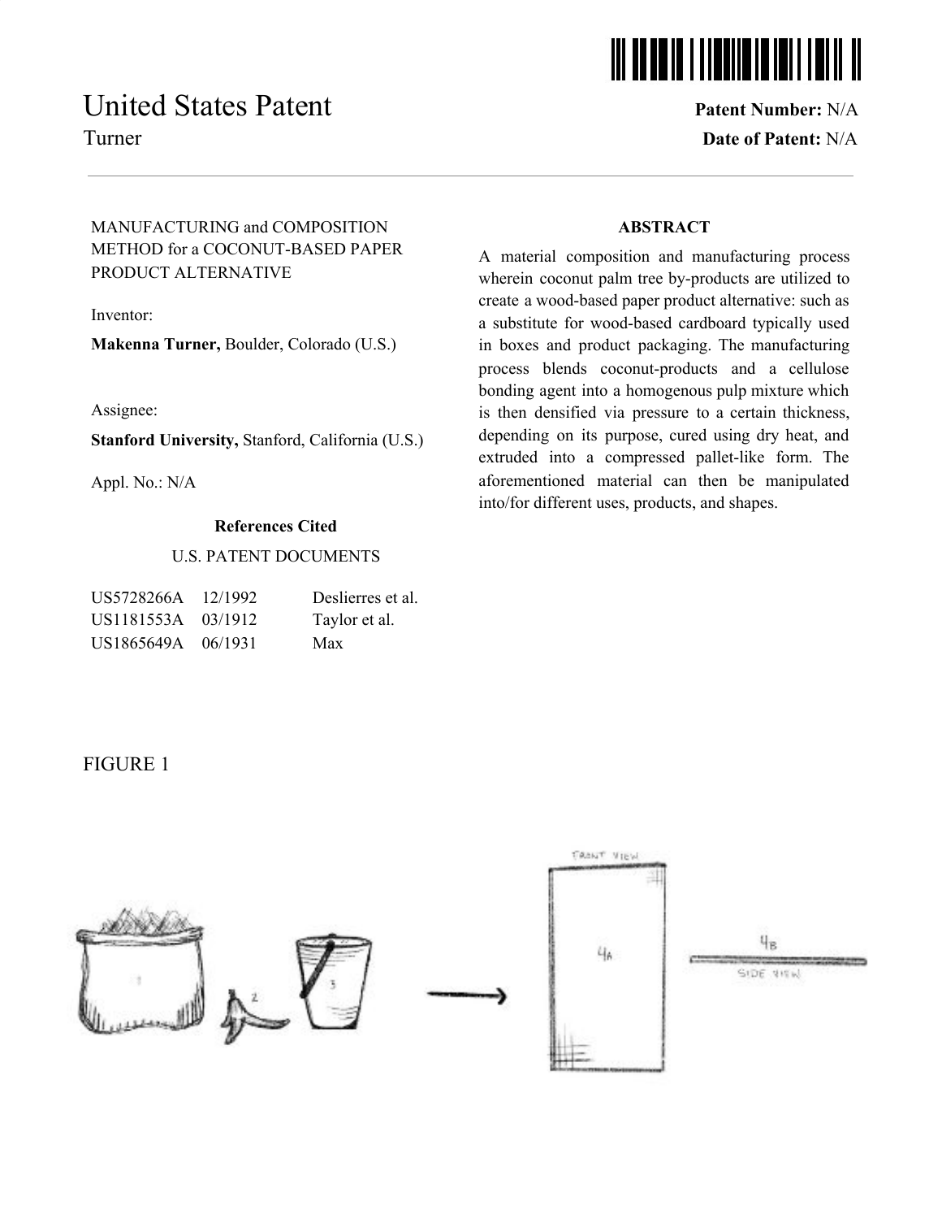# United States Patent

Turner

**Patent Number:** N/A

**Date of Patent:** N/A

MANUFACTURING and COMPOSITION METHOD for a COCONUT-BASED PAPER PRODUCT ALTERNATIVE

Inventor:

**Makenna Turner,** Boulder, Colorado (U.S.)

Assignee:

**Stanford University,** Stanford, California (U.S.)

Appl. No.: N/A

**References Cited**

U.S. PATENT DOCUMENTS

| | | |
|---|---|---|
| US5728266A | 12/1992 | Deslierres et al. |
| US1181553A | 03/1912 | Taylor et al. |
| US1865649A | 06/1931 | Max |

**ABSTRACT**

A material composition and manufacturing process wherein coconut palm tree by-products are utilized to create a wood-based paper product alternative: such as a substitute for wood-based cardboard typically used in boxes and product packaging. The manufacturing process blends coconut-products and a cellulose bonding agent into a homogenous pulp mixture which is then densified via pressure to a certain thickness, depending on its purpose, cured using dry heat, and extruded into a compressed pallet-like form. The aforementioned material can then be manipulated into/for different uses, products, and shapes.

FIGURE 1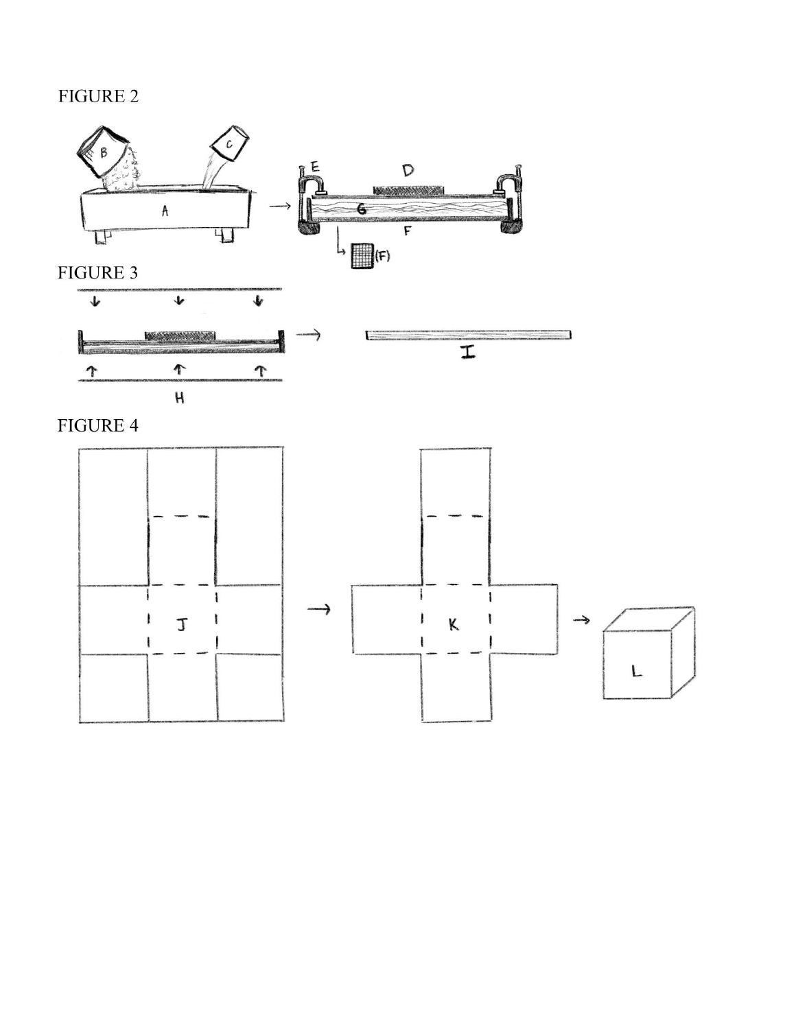FIGURE 2

FIGURE 3

FIGURE 4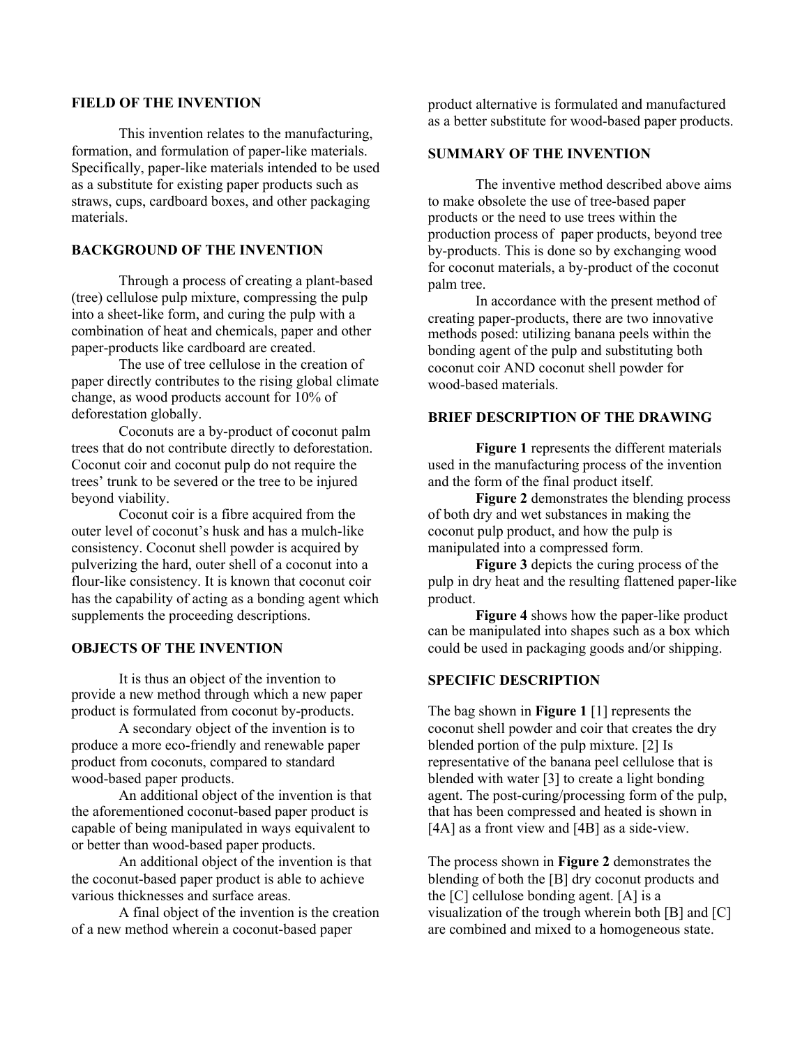## FIELD OF THE INVENTION

This invention relates to the manufacturing, formation, and formulation of paper-like materials. Specifically, paper-like materials intended to be used as a substitute for existing paper products such as straws, cups, cardboard boxes, and other packaging materials.

## BACKGROUND OF THE INVENTION

Through a process of creating a plant-based (tree) cellulose pulp mixture, compressing the pulp into a sheet-like form, and curing the pulp with a combination of heat and chemicals, paper and other paper-products like cardboard are created.

The use of tree cellulose in the creation of paper directly contributes to the rising global climate change, as wood products account for 10% of deforestation globally.

Coconuts are a by-product of coconut palm trees that do not contribute directly to deforestation. Coconut coir and coconut pulp do not require the trees' trunk to be severed or the tree to be injured beyond viability.

Coconut coir is a fibre acquired from the outer level of coconut's husk and has a mulch-like consistency. Coconut shell powder is acquired by pulverizing the hard, outer shell of a coconut into a flour-like consistency. It is known that coconut coir has the capability of acting as a bonding agent which supplements the proceeding descriptions.

## OBJECTS OF THE INVENTION

It is thus an object of the invention to provide a new method through which a new paper product is formulated from coconut by-products.

A secondary object of the invention is to produce a more eco-friendly and renewable paper product from coconuts, compared to standard wood-based paper products.

An additional object of the invention is that the aforementioned coconut-based paper product is capable of being manipulated in ways equivalent to or better than wood-based paper products.

An additional object of the invention is that the coconut-based paper product is able to achieve various thicknesses and surface areas.

A final object of the invention is the creation of a new method wherein a coconut-based paper product alternative is formulated and manufactured as a better substitute for wood-based paper products.

## SUMMARY OF THE INVENTION

The inventive method described above aims to make obsolete the use of tree-based paper products or the need to use trees within the production process of paper products, beyond tree by-products. This is done so by exchanging wood for coconut materials, a by-product of the coconut palm tree.

In accordance with the present method of creating paper-products, there are two innovative methods posed: utilizing banana peels within the bonding agent of the pulp and substituting both coconut coir AND coconut shell powder for wood-based materials.

## BRIEF DESCRIPTION OF THE DRAWING

**Figure 1** represents the different materials used in the manufacturing process of the invention and the form of the final product itself.

**Figure 2** demonstrates the blending process of both dry and wet substances in making the coconut pulp product, and how the pulp is manipulated into a compressed form.

**Figure 3** depicts the curing process of the pulp in dry heat and the resulting flattened paper-like product.

**Figure 4** shows how the paper-like product can be manipulated into shapes such as a box which could be used in packaging goods and/or shipping.

## SPECIFIC DESCRIPTION

The bag shown in **Figure 1** [1] represents the coconut shell powder and coir that creates the dry blended portion of the pulp mixture. [2] Is representative of the banana peel cellulose that is blended with water [3] to create a light bonding agent. The post-curing/processing form of the pulp, that has been compressed and heated is shown in [4A] as a front view and [4B] as a side-view.

The process shown in **Figure 2** demonstrates the blending of both the [B] dry coconut products and the [C] cellulose bonding agent. [A] is a visualization of the trough wherein both [B] and [C] are combined and mixed to a homogeneous state.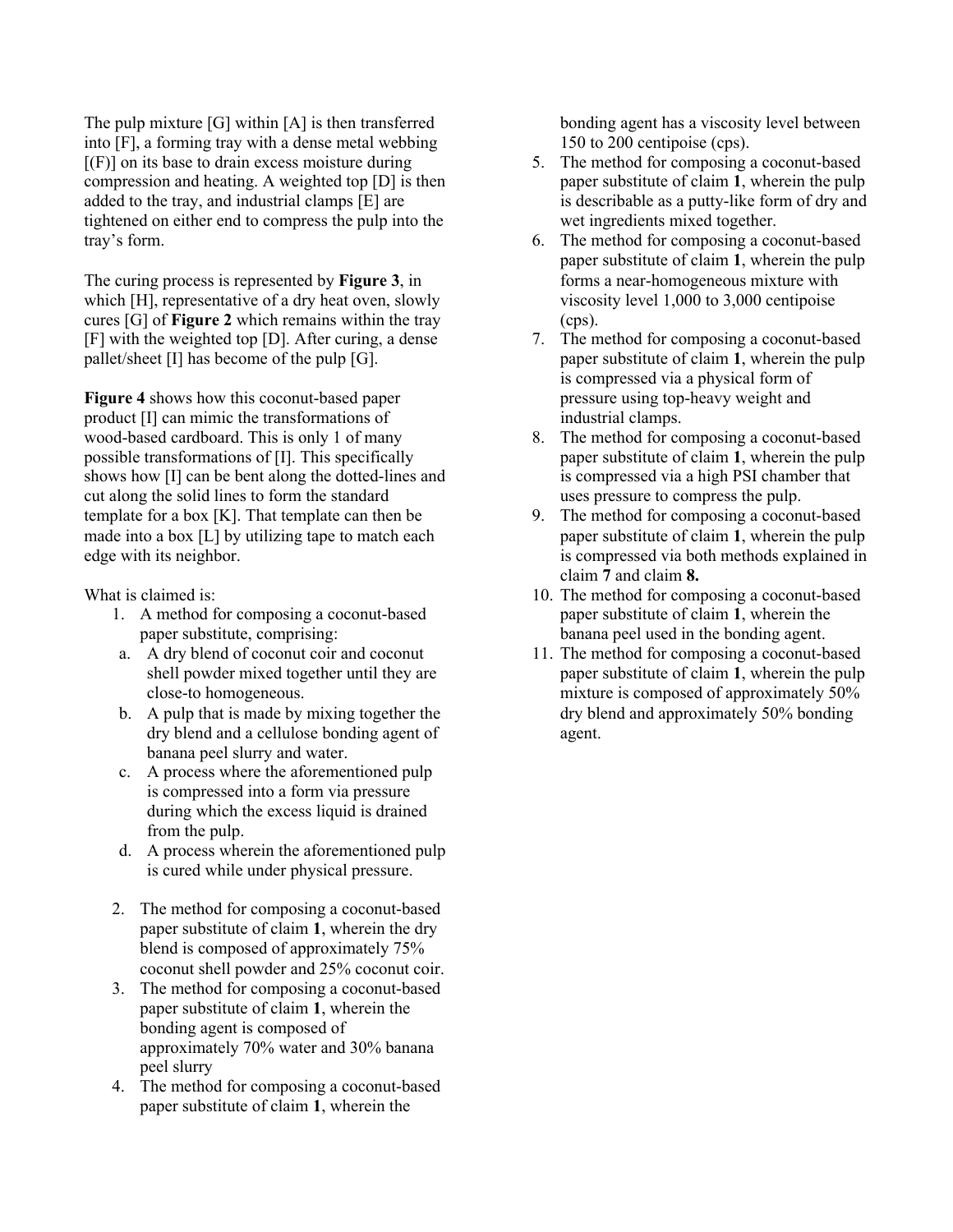The pulp mixture [G] within [A] is then transferred into [F], a forming tray with a dense metal webbing [(F)] on its base to drain excess moisture during compression and heating. A weighted top [D] is then added to the tray, and industrial clamps [E] are tightened on either end to compress the pulp into the tray's form.

The curing process is represented by **Figure 3**, in which [H], representative of a dry heat oven, slowly cures [G] of **Figure 2** which remains within the tray [F] with the weighted top [D]. After curing, a dense pallet/sheet [I] has become of the pulp [G].

**Figure 4** shows how this coconut-based paper product [I] can mimic the transformations of wood-based cardboard. This is only 1 of many possible transformations of [I]. This specifically shows how [I] can be bent along the dotted-lines and cut along the solid lines to form the standard template for a box [K]. That template can then be made into a box [L] by utilizing tape to match each edge with its neighbor.

What is claimed is:

1. A method for composing a coconut-based paper substitute, comprising:
   a. A dry blend of coconut coir and coconut shell powder mixed together until they are close-to homogeneous.
   b. A pulp that is made by mixing together the dry blend and a cellulose bonding agent of banana peel slurry and water.
   c. A process where the aforementioned pulp is compressed into a form via pressure during which the excess liquid is drained from the pulp.
   d. A process wherein the aforementioned pulp is cured while under physical pressure.

2. The method for composing a coconut-based paper substitute of claim **1**, wherein the dry blend is composed of approximately 75% coconut shell powder and 25% coconut coir.
3. The method for composing a coconut-based paper substitute of claim **1**, wherein the bonding agent is composed of approximately 70% water and 30% banana peel slurry
4. The method for composing a coconut-based paper substitute of claim **1**, wherein the bonding agent has a viscosity level between 150 to 200 centipoise (cps).
5. The method for composing a coconut-based paper substitute of claim **1**, wherein the pulp is describable as a putty-like form of dry and wet ingredients mixed together.
6. The method for composing a coconut-based paper substitute of claim **1**, wherein the pulp forms a near-homogeneous mixture with viscosity level 1,000 to 3,000 centipoise (cps).
7. The method for composing a coconut-based paper substitute of claim **1**, wherein the pulp is compressed via a physical form of pressure using top-heavy weight and industrial clamps.
8. The method for composing a coconut-based paper substitute of claim **1**, wherein the pulp is compressed via a high PSI chamber that uses pressure to compress the pulp.
9. The method for composing a coconut-based paper substitute of claim **1**, wherein the pulp is compressed via both methods explained in claim **7** and claim **8.**
10. The method for composing a coconut-based paper substitute of claim **1**, wherein the banana peel used in the bonding agent.
11. The method for composing a coconut-based paper substitute of claim **1**, wherein the pulp mixture is composed of approximately 50% dry blend and approximately 50% bonding agent.